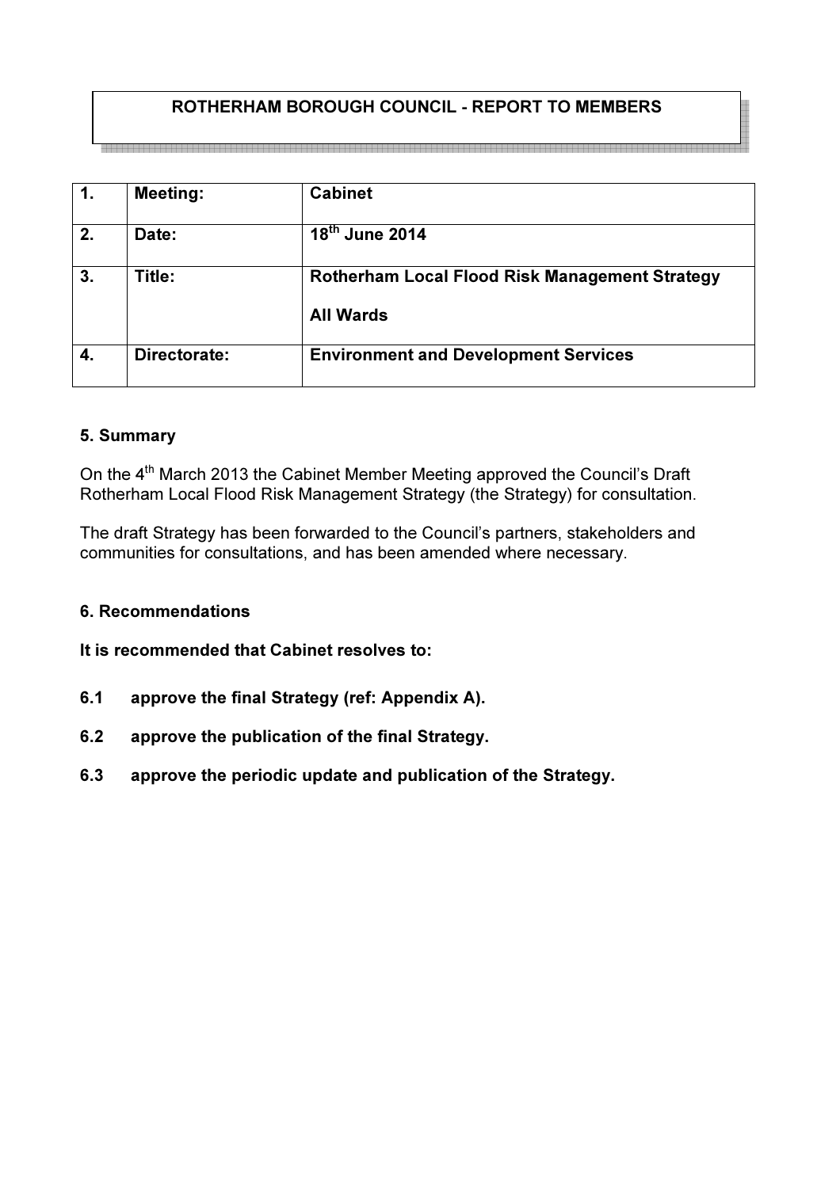**ROTHERHAM BOROUGH COUNCIL - REPORT TO MEMBERS**

| | | |
|---|---|---|
| **1.** | **Meeting:** | **Cabinet** |
| **2.** | **Date:** | **18th June 2014** |
| **3.** | **Title:** | **Rotherham Local Flood Risk Management Strategy**<br><br>**All Wards** |
| **4.** | **Directorate:** | **Environment and Development Services** |

## 5. Summary

On the 4th March 2013 the Cabinet Member Meeting approved the Council's Draft Rotherham Local Flood Risk Management Strategy (the Strategy) for consultation.

The draft Strategy has been forwarded to the Council's partners, stakeholders and communities for consultations, and has been amended where necessary.

## 6. Recommendations

**It is recommended that Cabinet resolves to:**

**6.1 approve the final Strategy (ref: Appendix A).**

**6.2 approve the publication of the final Strategy.**

**6.3 approve the periodic update and publication of the Strategy.**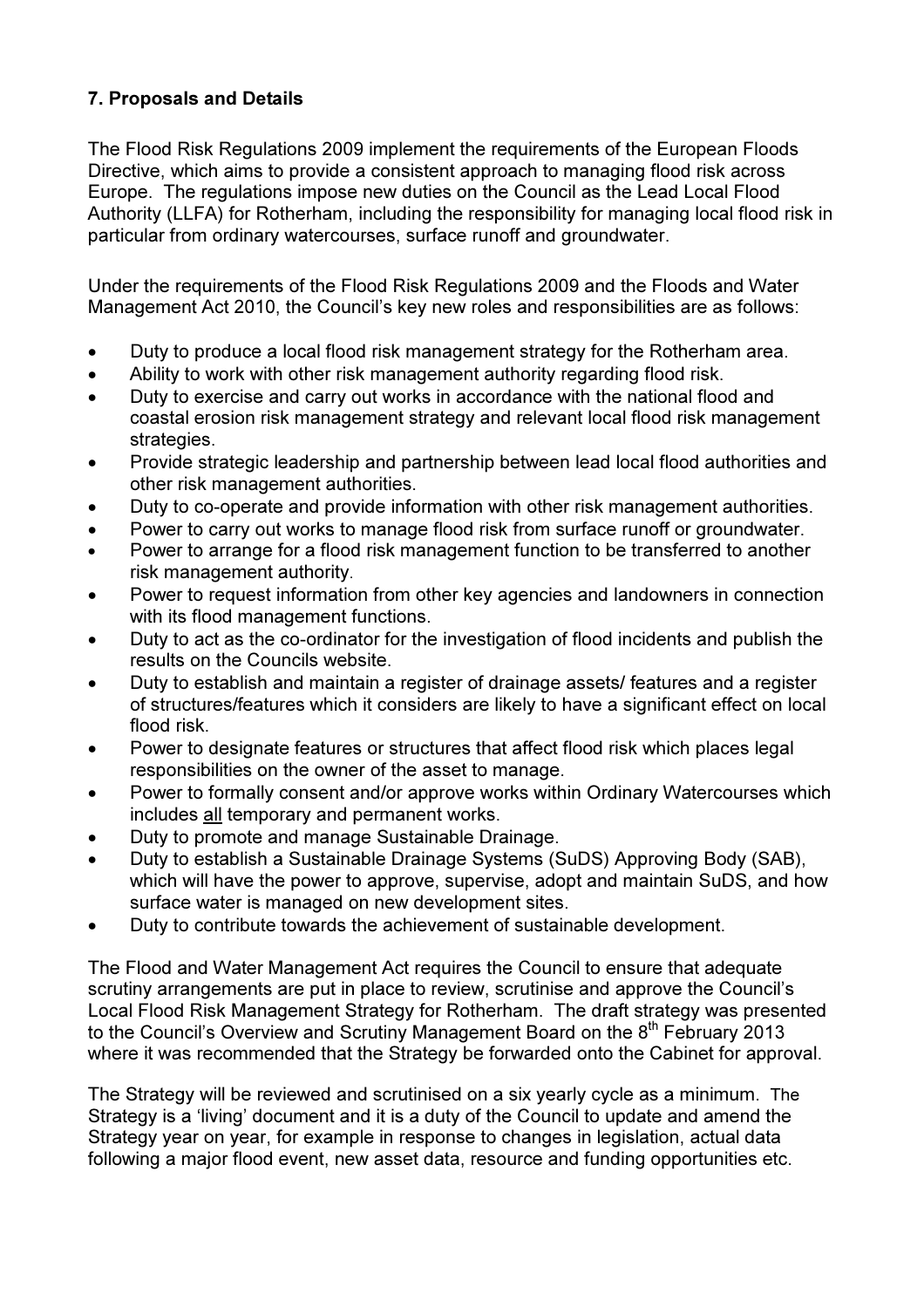## 7. Proposals and Details

The Flood Risk Regulations 2009 implement the requirements of the European Floods Directive, which aims to provide a consistent approach to managing flood risk across Europe. The regulations impose new duties on the Council as the Lead Local Flood Authority (LLFA) for Rotherham, including the responsibility for managing local flood risk in particular from ordinary watercourses, surface runoff and groundwater.

Under the requirements of the Flood Risk Regulations 2009 and the Floods and Water Management Act 2010, the Council's key new roles and responsibilities are as follows:

- Duty to produce a local flood risk management strategy for the Rotherham area.
- Ability to work with other risk management authority regarding flood risk.
- Duty to exercise and carry out works in accordance with the national flood and coastal erosion risk management strategy and relevant local flood risk management strategies.
- Provide strategic leadership and partnership between lead local flood authorities and other risk management authorities.
- Duty to co-operate and provide information with other risk management authorities.
- Power to carry out works to manage flood risk from surface runoff or groundwater.
- Power to arrange for a flood risk management function to be transferred to another risk management authority.
- Power to request information from other key agencies and landowners in connection with its flood management functions.
- Duty to act as the co-ordinator for the investigation of flood incidents and publish the results on the Councils website.
- Duty to establish and maintain a register of drainage assets/ features and a register of structures/features which it considers are likely to have a significant effect on local flood risk.
- Power to designate features or structures that affect flood risk which places legal responsibilities on the owner of the asset to manage.
- Power to formally consent and/or approve works within Ordinary Watercourses which includes all temporary and permanent works.
- Duty to promote and manage Sustainable Drainage.
- Duty to establish a Sustainable Drainage Systems (SuDS) Approving Body (SAB), which will have the power to approve, supervise, adopt and maintain SuDS, and how surface water is managed on new development sites.
- Duty to contribute towards the achievement of sustainable development.

The Flood and Water Management Act requires the Council to ensure that adequate scrutiny arrangements are put in place to review, scrutinise and approve the Council's Local Flood Risk Management Strategy for Rotherham. The draft strategy was presented to the Council's Overview and Scrutiny Management Board on the 8th February 2013 where it was recommended that the Strategy be forwarded onto the Cabinet for approval.

The Strategy will be reviewed and scrutinised on a six yearly cycle as a minimum. The Strategy is a 'living' document and it is a duty of the Council to update and amend the Strategy year on year, for example in response to changes in legislation, actual data following a major flood event, new asset data, resource and funding opportunities etc.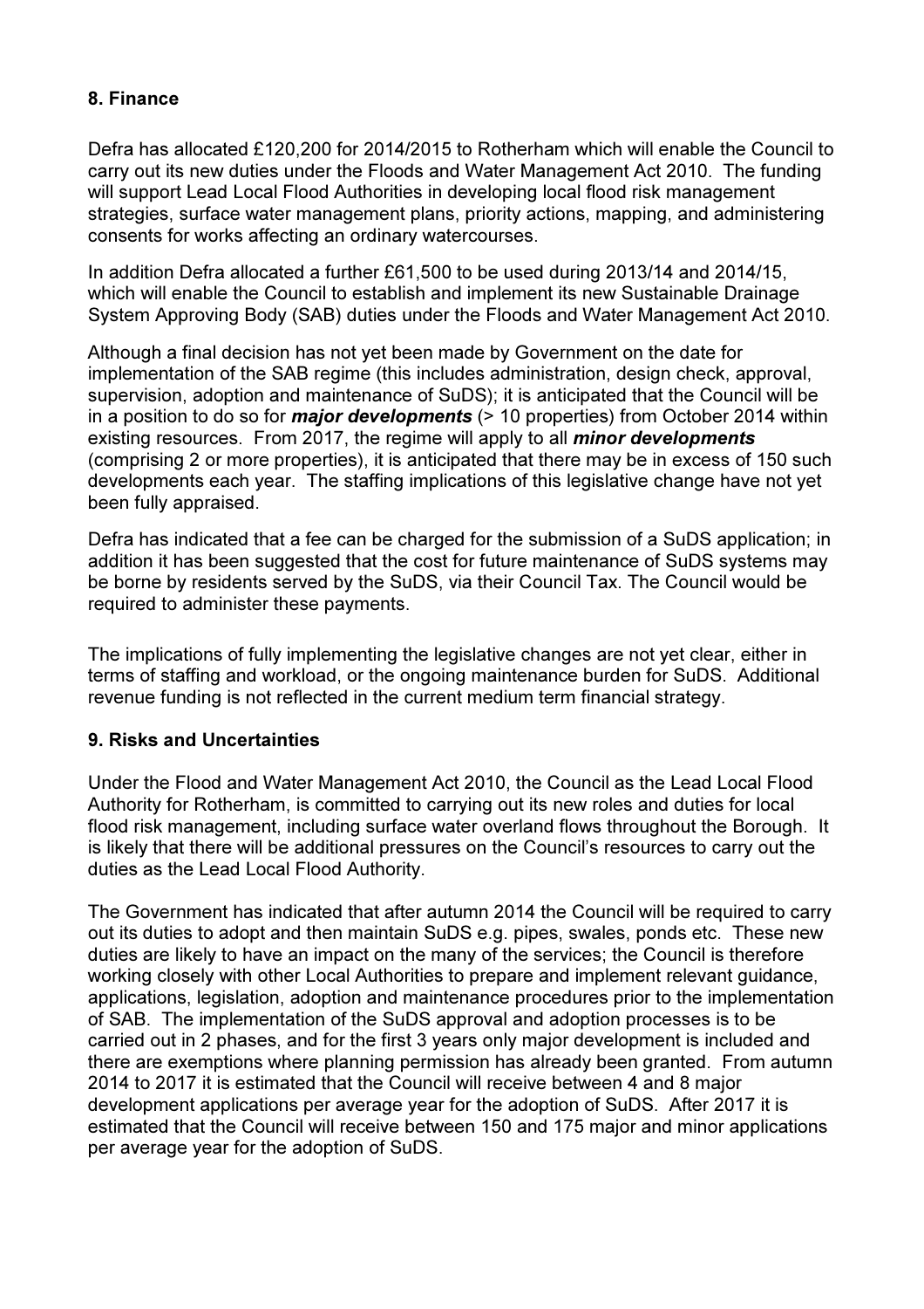## 8. Finance

Defra has allocated £120,200 for 2014/2015 to Rotherham which will enable the Council to carry out its new duties under the Floods and Water Management Act 2010. The funding will support Lead Local Flood Authorities in developing local flood risk management strategies, surface water management plans, priority actions, mapping, and administering consents for works affecting an ordinary watercourses.

In addition Defra allocated a further £61,500 to be used during 2013/14 and 2014/15, which will enable the Council to establish and implement its new Sustainable Drainage System Approving Body (SAB) duties under the Floods and Water Management Act 2010.

Although a final decision has not yet been made by Government on the date for implementation of the SAB regime (this includes administration, design check, approval, supervision, adoption and maintenance of SuDS); it is anticipated that the Council will be in a position to do so for ***major developments*** (> 10 properties) from October 2014 within existing resources. From 2017, the regime will apply to all ***minor developments*** (comprising 2 or more properties), it is anticipated that there may be in excess of 150 such developments each year. The staffing implications of this legislative change have not yet been fully appraised.

Defra has indicated that a fee can be charged for the submission of a SuDS application; in addition it has been suggested that the cost for future maintenance of SuDS systems may be borne by residents served by the SuDS, via their Council Tax. The Council would be required to administer these payments.

The implications of fully implementing the legislative changes are not yet clear, either in terms of staffing and workload, or the ongoing maintenance burden for SuDS. Additional revenue funding is not reflected in the current medium term financial strategy.

## 9. Risks and Uncertainties

Under the Flood and Water Management Act 2010, the Council as the Lead Local Flood Authority for Rotherham, is committed to carrying out its new roles and duties for local flood risk management, including surface water overland flows throughout the Borough. It is likely that there will be additional pressures on the Council's resources to carry out the duties as the Lead Local Flood Authority.

The Government has indicated that after autumn 2014 the Council will be required to carry out its duties to adopt and then maintain SuDS e.g. pipes, swales, ponds etc. These new duties are likely to have an impact on the many of the services; the Council is therefore working closely with other Local Authorities to prepare and implement relevant guidance, applications, legislation, adoption and maintenance procedures prior to the implementation of SAB. The implementation of the SuDS approval and adoption processes is to be carried out in 2 phases, and for the first 3 years only major development is included and there are exemptions where planning permission has already been granted. From autumn 2014 to 2017 it is estimated that the Council will receive between 4 and 8 major development applications per average year for the adoption of SuDS. After 2017 it is estimated that the Council will receive between 150 and 175 major and minor applications per average year for the adoption of SuDS.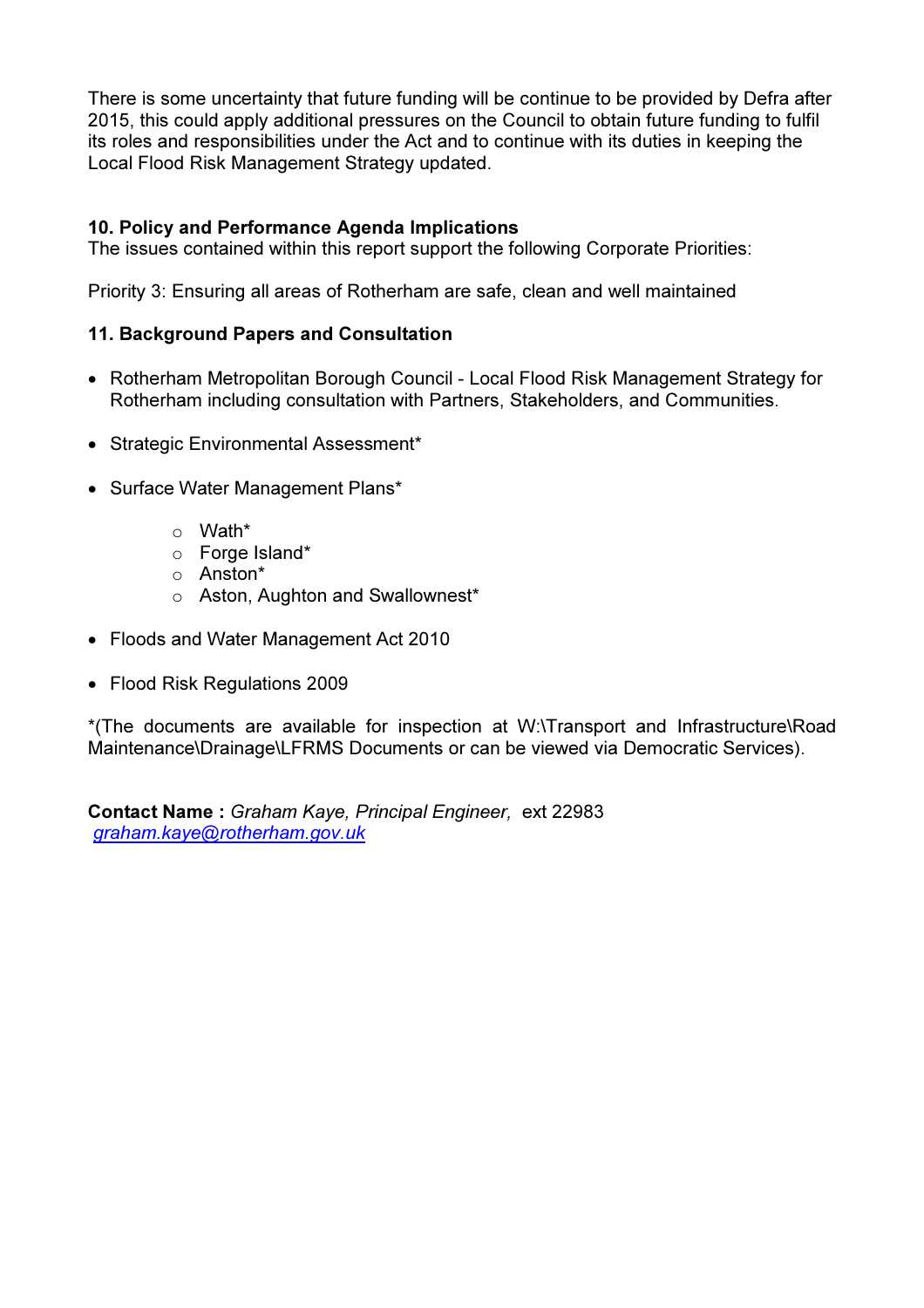There is some uncertainty that future funding will be continue to be provided by Defra after 2015, this could apply additional pressures on the Council to obtain future funding to fulfil its roles and responsibilities under the Act and to continue with its duties in keeping the Local Flood Risk Management Strategy updated.

**10. Policy and Performance Agenda Implications**

The issues contained within this report support the following Corporate Priorities:

Priority 3: Ensuring all areas of Rotherham are safe, clean and well maintained

**11. Background Papers and Consultation**

- Rotherham Metropolitan Borough Council - Local Flood Risk Management Strategy for Rotherham including consultation with Partners, Stakeholders, and Communities.
- Strategic Environmental Assessment*
- Surface Water Management Plans*
    - Wath*
    - Forge Island*
    - Anston*
    - Aston, Aughton and Swallownest*
- Floods and Water Management Act 2010
- Flood Risk Regulations 2009

*(The documents are available for inspection at W:\Transport and Infrastructure\Road Maintenance\Drainage\LFRMS Documents or can be viewed via Democratic Services).

**Contact Name :** *Graham Kaye, Principal Engineer,* ext 22983
[graham.kaye@rotherham.gov.uk](mailto:graham.kaye@rotherham.gov.uk)